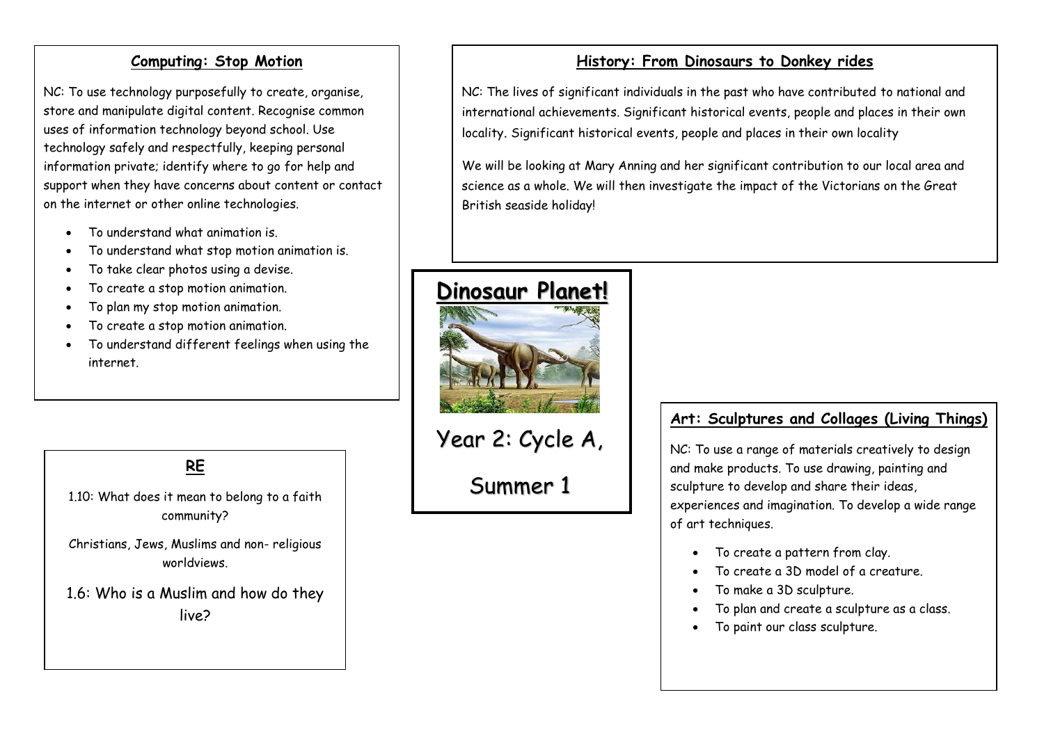# Dinosaur Planet!

Year 2: Cycle A,

Summer 1

## Computing: Stop Motion

NC: To use technology purposefully to create, organise, store and manipulate digital content. Recognise common uses of information technology beyond school. Use technology safely and respectfully, keeping personal information private; identify where to go for help and support when they have concerns about content or contact on the internet or other online technologies.

- To understand what animation is.
- To understand what stop motion animation is.
- To take clear photos using a devise.
- To create a stop motion animation.
- To plan my stop motion animation.
- To create a stop motion animation.
- To understand different feelings when using the internet.

## History: From Dinosaurs to Donkey rides

NC: The lives of significant individuals in the past who have contributed to national and international achievements. Significant historical events, people and places in their own locality. Significant historical events, people and places in their own locality

We will be looking at Mary Anning and her significant contribution to our local area and science as a whole. We will then investigate the impact of the Victorians on the Great British seaside holiday!

## RE

1.10: What does it mean to belong to a faith community?

Christians, Jews, Muslims and non- religious worldviews.

1.6: Who is a Muslim and how do they live?

## Art: Sculptures and Collages (Living Things)

NC: To use a range of materials creatively to design and make products. To use drawing, painting and sculpture to develop and share their ideas, experiences and imagination. To develop a wide range of art techniques.

- To create a pattern from clay.
- To create a 3D model of a creature.
- To make a 3D sculpture.
- To plan and create a sculpture as a class.
- To paint our class sculpture.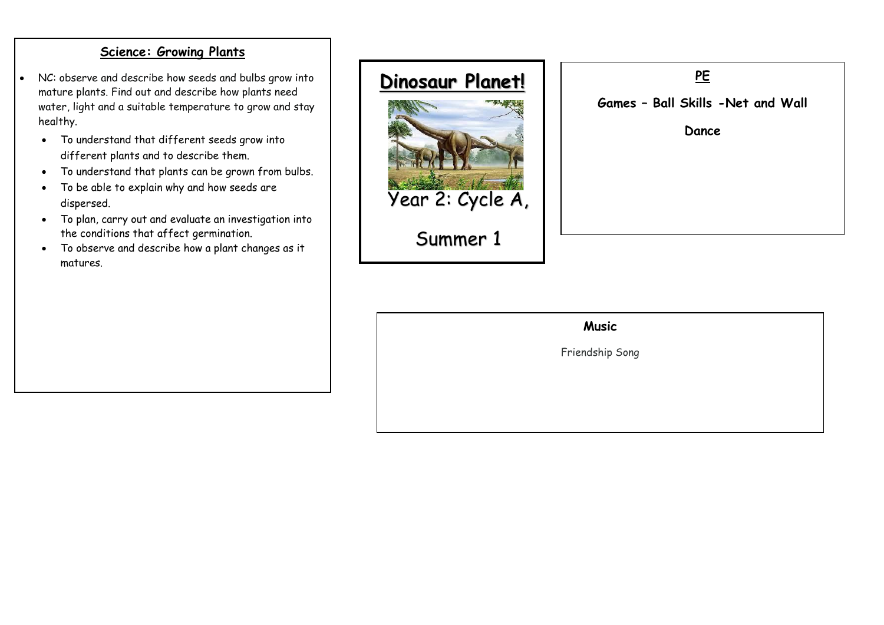## Dinosaur Planet!

Year 2: Cycle A,

Summer 1

### Science: Growing Plants

- NC: observe and describe how seeds and bulbs grow into mature plants. Find out and describe how plants need water, light and a suitable temperature to grow and stay healthy.
  - To understand that different seeds grow into different plants and to describe them.
  - To understand that plants can be grown from bulbs.
  - To be able to explain why and how seeds are dispersed.
  - To plan, carry out and evaluate an investigation into the conditions that affect germination.
  - To observe and describe how a plant changes as it matures.

### PE

**Games – Ball Skills -Net and Wall**

**Dance**

### Music

Friendship Song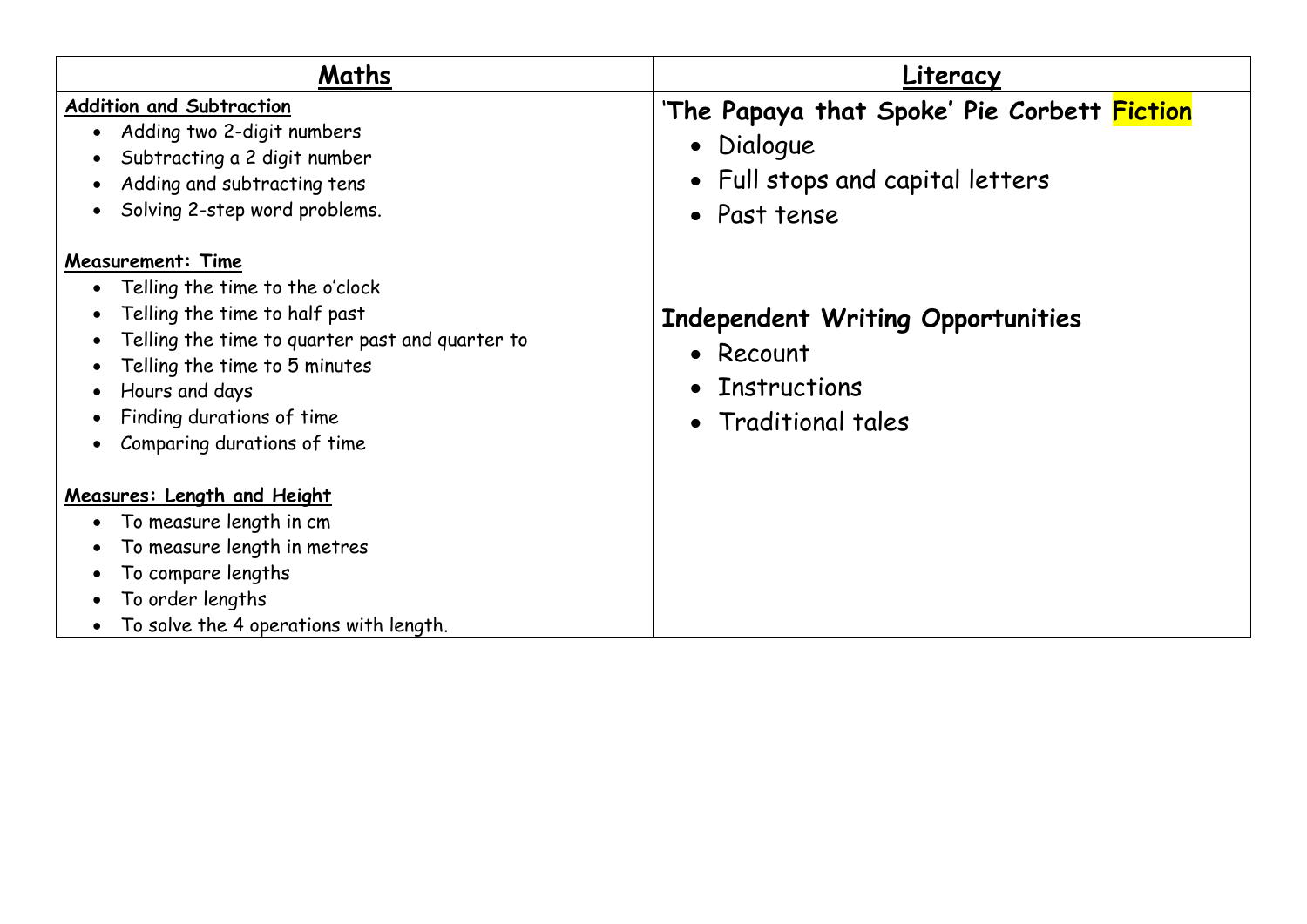| Maths | Literacy |
| --- | --- |
| **Addition and Subtraction**<br>• Adding two 2-digit numbers<br>• Subtracting a 2 digit number<br>• Adding and subtracting tens<br>• Solving 2-step word problems.<br><br>**Measurement: Time**<br>• Telling the time to the o'clock<br>• Telling the time to half past<br>• Telling the time to quarter past and quarter to<br>• Telling the time to 5 minutes<br>• Hours and days<br>• Finding durations of time<br>• Comparing durations of time<br><br>**Measures: Length and Height**<br>• To measure length in cm<br>• To measure length in metres<br>• To compare lengths<br>• To order lengths<br>• To solve the 4 operations with length. | **'The Papaya that Spoke' Pie Corbett Fiction**<br>• Dialogue<br>• Full stops and capital letters<br>• Past tense<br><br>**Independent Writing Opportunities**<br>• Recount<br>• Instructions<br>• Traditional tales |